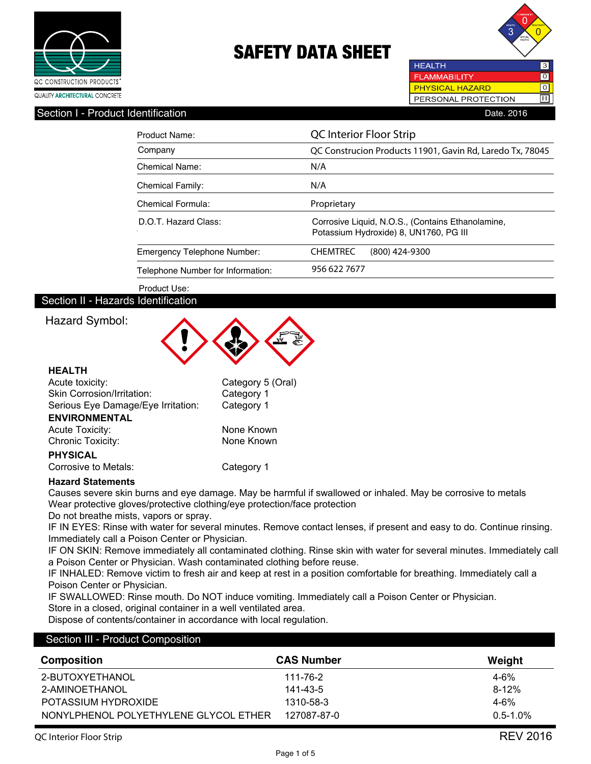QC CONSTRUCTION PRODUCTS®

QUALITY ARCHITECTURAL CONCRETE

# SAFETY DATA SHEET

| HEALTH | 3 |
|---|---|
| FLAMMABILITY | 0 |
| PHYSICAL HAZARD | 0 |
| PERSONAL PROTECTION | H |

## Section I - Product Identification

Date. 2016

| | |
|---|---|
| Product Name: | QC Interior Floor Strip |
| Company | QC Construcion Products 11901, Gavin Rd, Laredo Tx, 78045 |
| Chemical Name: | N/A |
| Chemical Family: | N/A |
| Chemical Formula: | Proprietary |
| D.O.T. Hazard Class: | Corrosive Liquid, N.O.S., (Contains Ethanolamine, Potassium Hydroxide) 8, UN1760, PG III |
| Emergency Telephone Number: | CHEMTREC (800) 424-9300 |
| Telephone Number for Information: | 956 622 7677 |
| Product Use: | |

## Section II - Hazards Identification

Hazard Symbol:

**HEALTH**

| | |
|---|---|
| Acute toxicity: | Category 5 (Oral) |
| Skin Corrosion/Irritation: | Category 1 |
| Serious Eye Damage/Eye Irritation: | Category 1 |

**ENVIRONMENTAL**

| | |
|---|---|
| Acute Toxicity: | None Known |
| Chronic Toxicity: | None Known |

**PHYSICAL**

| | |
|---|---|
| Corrosive to Metals: | Category 1 |

**Hazard Statements**

Causes severe skin burns and eye damage. May be harmful if swallowed or inhaled. May be corrosive to metals
Wear protective gloves/protective clothing/eye protection/face protection
Do not breathe mists, vapors or spray.
IF IN EYES: Rinse with water for several minutes. Remove contact lenses, if present and easy to do. Continue rinsing. Immediately call a Poison Center or Physician.
IF ON SKIN: Remove immediately all contaminated clothing. Rinse skin with water for several minutes. Immediately call a Poison Center or Physician. Wash contaminated clothing before reuse.
IF INHALED: Remove victim to fresh air and keep at rest in a position comfortable for breathing. Immediately call a Poison Center or Physician.
IF SWALLOWED: Rinse mouth. Do NOT induce vomiting. Immediately call a Poison Center or Physician.
Store in a closed, original container in a well ventilated area.
Dispose of contents/container in accordance with local regulation.

## Section III - Product Composition

| Composition | CAS Number | Weight |
|---|---|---|
| 2-BUTOXYETHANOL | 111-76-2 | 4-6% |
| 2-AMINOETHANOL | 141-43-5 | 8-12% |
| POTASSIUM HYDROXIDE | 1310-58-3 | 4-6% |
| NONYLPHENOL POLYETHYLENE GLYCOL ETHER | 127087-87-0 | 0.5-1.0% |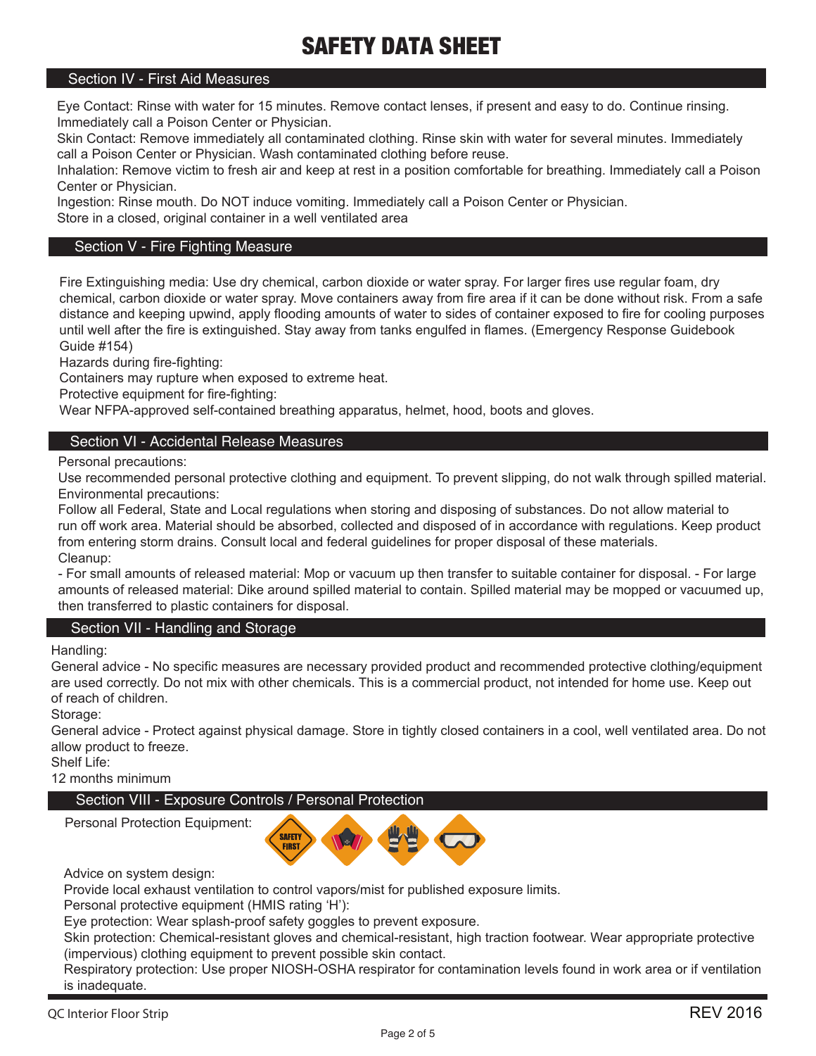# SAFETY DATA SHEET

## Section IV - First Aid Measures

Eye Contact: Rinse with water for 15 minutes. Remove contact lenses, if present and easy to do. Continue rinsing. Immediately call a Poison Center or Physician.

Skin Contact: Remove immediately all contaminated clothing. Rinse skin with water for several minutes. Immediately call a Poison Center or Physician. Wash contaminated clothing before reuse.

Inhalation: Remove victim to fresh air and keep at rest in a position comfortable for breathing. Immediately call a Poison Center or Physician.

Ingestion: Rinse mouth. Do NOT induce vomiting. Immediately call a Poison Center or Physician.

Store in a closed, original container in a well ventilated area

## Section V - Fire Fighting Measure

Fire Extinguishing media: Use dry chemical, carbon dioxide or water spray. For larger fires use regular foam, dry chemical, carbon dioxide or water spray. Move containers away from fire area if it can be done without risk. From a safe distance and keeping upwind, apply flooding amounts of water to sides of container exposed to fire for cooling purposes until well after the fire is extinguished. Stay away from tanks engulfed in flames. (Emergency Response Guidebook Guide #154)

Hazards during fire-fighting:

Containers may rupture when exposed to extreme heat.

Protective equipment for fire-fighting:

Wear NFPA-approved self-contained breathing apparatus, helmet, hood, boots and gloves.

## Section VI - Accidental Release Measures

Personal precautions:

Use recommended personal protective clothing and equipment. To prevent slipping, do not walk through spilled material.

Environmental precautions:

Follow all Federal, State and Local regulations when storing and disposing of substances. Do not allow material to run off work area. Material should be absorbed, collected and disposed of in accordance with regulations. Keep product from entering storm drains. Consult local and federal guidelines for proper disposal of these materials.

Cleanup:

- For small amounts of released material: Mop or vacuum up then transfer to suitable container for disposal. - For large amounts of released material: Dike around spilled material to contain. Spilled material may be mopped or vacuumed up, then transferred to plastic containers for disposal.

## Section VII - Handling and Storage

Handling:

General advice - No specific measures are necessary provided product and recommended protective clothing/equipment are used correctly. Do not mix with other chemicals. This is a commercial product, not intended for home use. Keep out of reach of children.

Storage:

General advice - Protect against physical damage. Store in tightly closed containers in a cool, well ventilated area. Do not allow product to freeze.

Shelf Life:

12 months minimum

## Section VIII - Exposure Controls / Personal Protection

Personal Protection Equipment:

Advice on system design:

Provide local exhaust ventilation to control vapors/mist for published exposure limits.

Personal protective equipment (HMIS rating 'H'):

Eye protection: Wear splash-proof safety goggles to prevent exposure.

Skin protection: Chemical-resistant gloves and chemical-resistant, high traction footwear. Wear appropriate protective (impervious) clothing equipment to prevent possible skin contact.

Respiratory protection: Use proper NIOSH-OSHA respirator for contamination levels found in work area or if ventilation is inadequate.

QC Interior Floor Strip REV 2016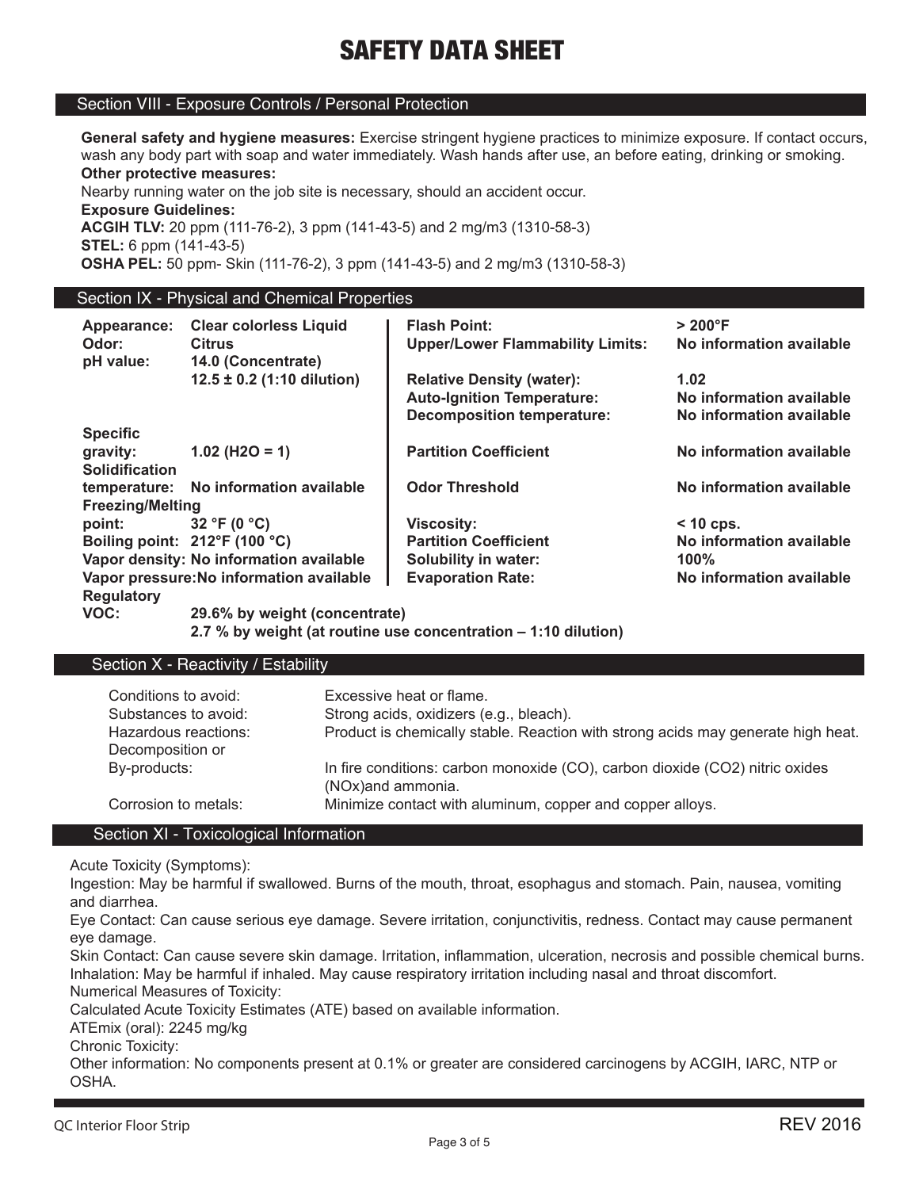# SAFETY DATA SHEET

## Section VIII - Exposure Controls / Personal Protection

**General safety and hygiene measures:** Exercise stringent hygiene practices to minimize exposure. If contact occurs, wash any body part with soap and water immediately. Wash hands after use, an before eating, drinking or smoking.

**Other protective measures:**

Nearby running water on the job site is necessary, should an accident occur.

**Exposure Guidelines:**

**ACGIH TLV:** 20 ppm (111-76-2), 3 ppm (141-43-5) and 2 mg/m3 (1310-58-3)

**STEL:** 6 ppm (141-43-5)

**OSHA PEL:** 50 ppm- Skin (111-76-2), 3 ppm (141-43-5) and 2 mg/m3 (1310-58-3)

## Section IX - Physical and Chemical Properties

| Property | Value | Property | Value |
|---|---|---|---|
| **Appearance:** | **Clear colorless Liquid** | **Flash Point:** | **> 200°F** |
| **Odor:** | **Citrus** | **Upper/Lower Flammability Limits:** | **No information available** |
| **pH value:** | **14.0 (Concentrate)** | | |
| | **12.5 ± 0.2 (1:10 dilution)** | **Relative Density (water):** | **1.02** |
| | | **Auto-Ignition Temperature:** | **No information available** |
| | | **Decomposition temperature:** | **No information available** |
| **Specific gravity:** | **1.02 (H2O = 1)** | **Partition Coefficient** | **No information available** |
| **Solidification temperature:** | **No information available** | **Odor Threshold** | **No information available** |
| **Freezing/Melting point:** | **32 °F (0 °C)** | **Viscosity:** | **< 10 cps.** |
| **Boiling point:** | **212°F (100 °C)** | **Partition Coefficient** | **No information available** |
| **Vapor density:** | **No information available** | **Solubility in water:** | **100%** |
| **Vapor pressure:** | **No information available** | **Evaporation Rate:** | **No information available** |

**Regulatory VOC:** **29.6% by weight (concentrate)**
**2.7 % by weight (at routine use concentration – 1:10 dilution)**

## Section X - Reactivity / Estability

| | |
|---|---|
| Conditions to avoid: | Excessive heat or flame. |
| Substances to avoid: | Strong acids, oxidizers (e.g., bleach). |
| Hazardous reactions: | Product is chemically stable. Reaction with strong acids may generate high heat. |
| Decomposition or By-products: | In fire conditions: carbon monoxide (CO), carbon dioxide (CO2) nitric oxides (NOx)and ammonia. |
| Corrosion to metals: | Minimize contact with aluminum, copper and copper alloys. |

## Section XI - Toxicological Information

Acute Toxicity (Symptoms):

Ingestion: May be harmful if swallowed. Burns of the mouth, throat, esophagus and stomach. Pain, nausea, vomiting and diarrhea.

Eye Contact: Can cause serious eye damage. Severe irritation, conjunctivitis, redness. Contact may cause permanent eye damage.

Skin Contact: Can cause severe skin damage. Irritation, inflammation, ulceration, necrosis and possible chemical burns.

Inhalation: May be harmful if inhaled. May cause respiratory irritation including nasal and throat discomfort.

Numerical Measures of Toxicity:

Calculated Acute Toxicity Estimates (ATE) based on available information.

ATEmix (oral): 2245 mg/kg

Chronic Toxicity:

Other information: No components present at 0.1% or greater are considered carcinogens by ACGIH, IARC, NTP or OSHA.

QC Interior Floor Strip REV 2016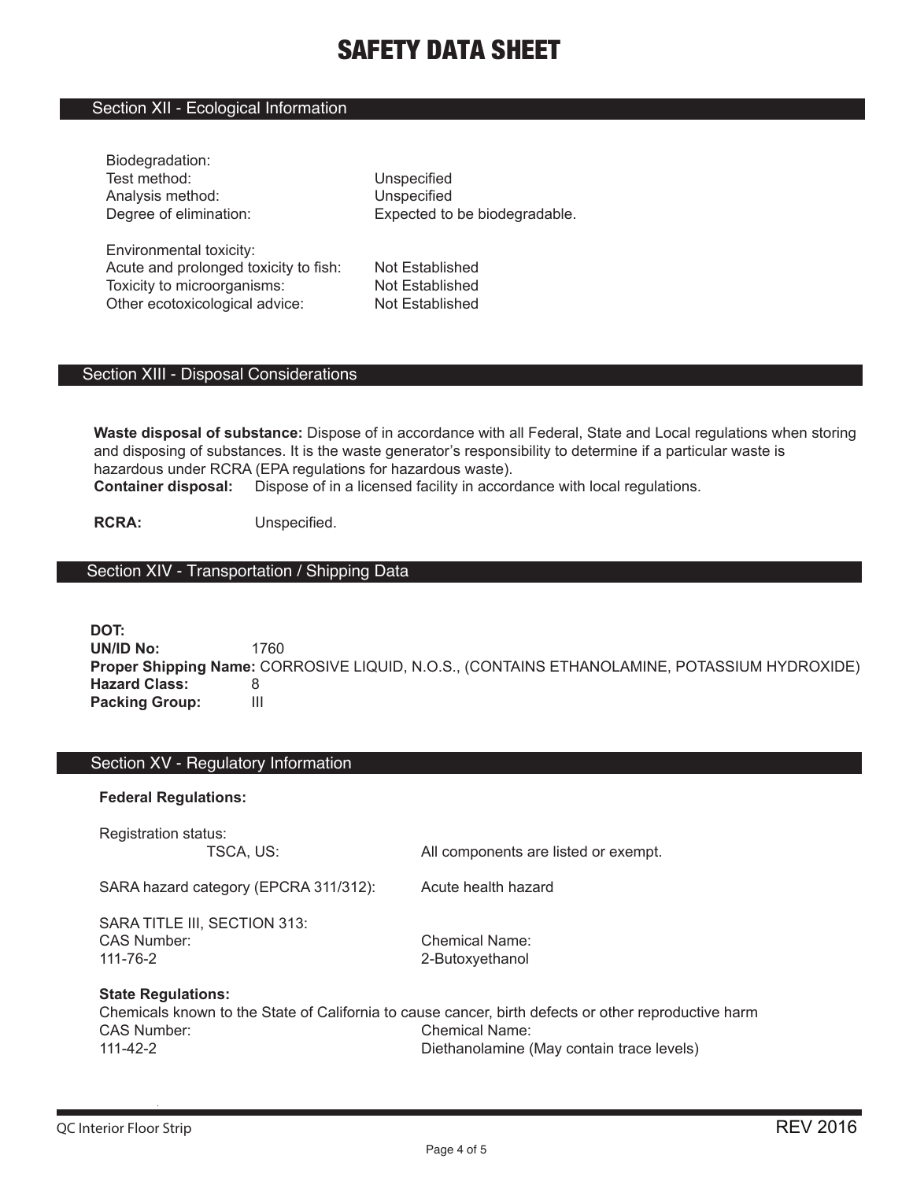# SAFETY DATA SHEET

## Section XII - Ecological Information

Biodegradation:

| | |
|---|---|
| Test method: | Unspecified |
| Analysis method: | Unspecified |
| Degree of elimination: | Expected to be biodegradable. |

Environmental toxicity:

| | |
|---|---|
| Acute and prolonged toxicity to fish: | Not Established |
| Toxicity to microorganisms: | Not Established |
| Other ecotoxicological advice: | Not Established |

## Section XIII - Disposal Considerations

**Waste disposal of substance:** Dispose of in accordance with all Federal, State and Local regulations when storing and disposing of substances. It is the waste generator's responsibility to determine if a particular waste is hazardous under RCRA (EPA regulations for hazardous waste).
**Container disposal:** Dispose of in a licensed facility in accordance with local regulations.

**RCRA:** Unspecified.

## Section XIV - Transportation / Shipping Data

**DOT:**
**UN/ID No:** 1760
**Proper Shipping Name:** CORROSIVE LIQUID, N.O.S., (CONTAINS ETHANOLAMINE, POTASSIUM HYDROXIDE)
**Hazard Class:** 8
**Packing Group:** III

## Section XV - Regulatory Information

**Federal Regulations:**

Registration status:

| | |
|---|---|
| TSCA, US: | All components are listed or exempt. |

| | |
|---|---|
| SARA hazard category (EPCRA 311/312): | Acute health hazard |

SARA TITLE III, SECTION 313:

| CAS Number: | Chemical Name: |
|---|---|
| 111-76-2 | 2-Butoxyethanol |

**State Regulations:**
Chemicals known to the State of California to cause cancer, birth defects or other reproductive harm

| CAS Number: | Chemical Name: |
|---|---|
| 111-42-2 | Diethanolamine (May contain trace levels) |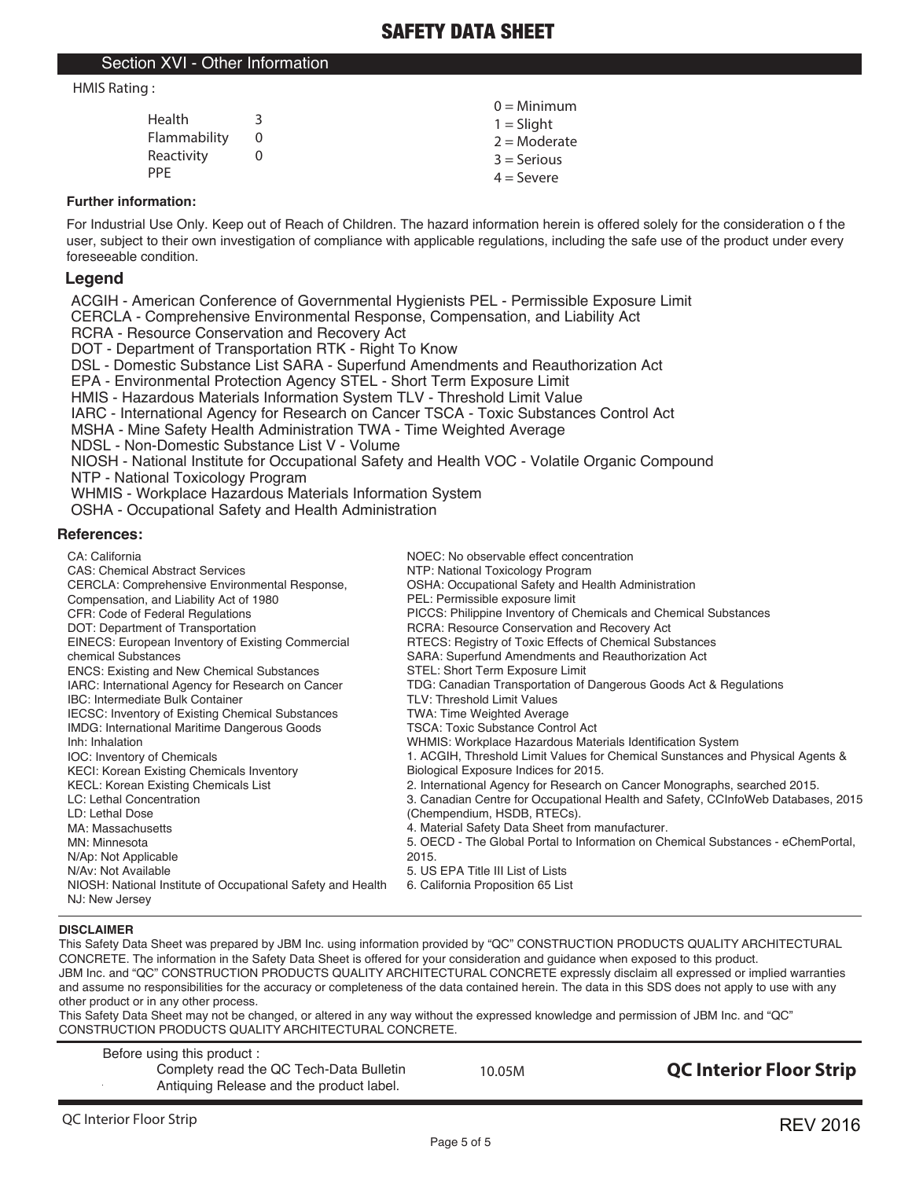# SAFETY DATA SHEET

## Section XVI - Other Information

HMIS Rating :

| | | |
|---|---|---|
| Health | 3 | 0 = Minimum |
| Flammability | 0 | 1 = Slight |
| Reactivity | 0 | 2 = Moderate |
| PPE | | 3 = Serious |
| | | 4 = Severe |

**Further information:**

For Industrial Use Only. Keep out of Reach of Children. The hazard information herein is offered solely for the consideration o f the user, subject to their own investigation of compliance with applicable regulations, including the safe use of the product under every foreseeable condition.

### Legend

ACGIH - American Conference of Governmental Hygienists PEL - Permissible Exposure Limit
CERCLA - Comprehensive Environmental Response, Compensation, and Liability Act
RCRA - Resource Conservation and Recovery Act
DOT - Department of Transportation RTK - Right To Know
DSL - Domestic Substance List SARA - Superfund Amendments and Reauthorization Act
EPA - Environmental Protection Agency STEL - Short Term Exposure Limit
HMIS - Hazardous Materials Information System TLV - Threshold Limit Value
IARC - International Agency for Research on Cancer TSCA - Toxic Substances Control Act
MSHA - Mine Safety Health Administration TWA - Time Weighted Average
NDSL - Non-Domestic Substance List V - Volume
NIOSH - National Institute for Occupational Safety and Health VOC - Volatile Organic Compound
NTP - National Toxicology Program
WHMIS - Workplace Hazardous Materials Information System
OSHA - Occupational Safety and Health Administration

**References:**

CA: California
CAS: Chemical Abstract Services
CERCLA: Comprehensive Environmental Response, Compensation, and Liability Act of 1980
CFR: Code of Federal Regulations
DOT: Department of Transportation
EINECS: European Inventory of Existing Commercial chemical Substances
ENCS: Existing and New Chemical Substances
IARC: International Agency for Research on Cancer
IBC: Intermediate Bulk Container
IECSC: Inventory of Existing Chemical Substances
IMDG: International Maritime Dangerous Goods
Inh: Inhalation
IOC: Inventory of Chemicals
KECI: Korean Existing Chemicals Inventory
KECL: Korean Existing Chemicals List
LC: Lethal Concentration
LD: Lethal Dose
MA: Massachusetts
MN: Minnesota
N/Ap: Not Applicable
N/Av: Not Available
NIOSH: National Institute of Occupational Safety and Health
NJ: New Jersey
NOEC: No observable effect concentration
NTP: National Toxicology Program
OSHA: Occupational Safety and Health Administration
PEL: Permissible exposure limit
PICCS: Philippine Inventory of Chemicals and Chemical Substances
RCRA: Resource Conservation and Recovery Act
RTECS: Registry of Toxic Effects of Chemical Substances
SARA: Superfund Amendments and Reauthorization Act
STEL: Short Term Exposure Limit
TDG: Canadian Transportation of Dangerous Goods Act & Regulations
TLV: Threshold Limit Values
TWA: Time Weighted Average
TSCA: Toxic Substance Control Act
WHMIS: Workplace Hazardous Materials Identification System

1. ACGIH, Threshold Limit Values for Chemical Sunstances and Physical Agents & Biological Exposure Indices for 2015.
2. International Agency for Research on Cancer Monographs, searched 2015.
3. Canadian Centre for Occupational Health and Safety, CCInfoWeb Databases, 2015 (Chempendium, HSDB, RTECs).
4. Material Safety Data Sheet from manufacturer.
5. OECD - The Global Portal to Information on Chemical Substances - eChemPortal, 2015.
5. US EPA Title III List of Lists
6. California Proposition 65 List

**DISCLAIMER**

This Safety Data Sheet was prepared by JBM Inc. using information provided by "QC" CONSTRUCTION PRODUCTS QUALITY ARCHITECTURAL CONCRETE. The information in the Safety Data Sheet is offered for your consideration and guidance when exposed to this product.
JBM Inc. and "QC" CONSTRUCTION PRODUCTS QUALITY ARCHITECTURAL CONCRETE expressly disclaim all expressed or implied warranties and assume no responsibilities for the accuracy or completeness of the data contained herein. The data in this SDS does not apply to use with any other product or in any other process.
This Safety Data Sheet may not be changed, or altered in any way without the expressed knowledge and permission of JBM Inc. and "QC" CONSTRUCTION PRODUCTS QUALITY ARCHITECTURAL CONCRETE.

Before using this product :
Complety read the QC Tech-Data Bulletin
Antiquing Release and the product label.

10.05M

**QC Interior Floor Strip**

QC Interior Floor Strip

REV 2016